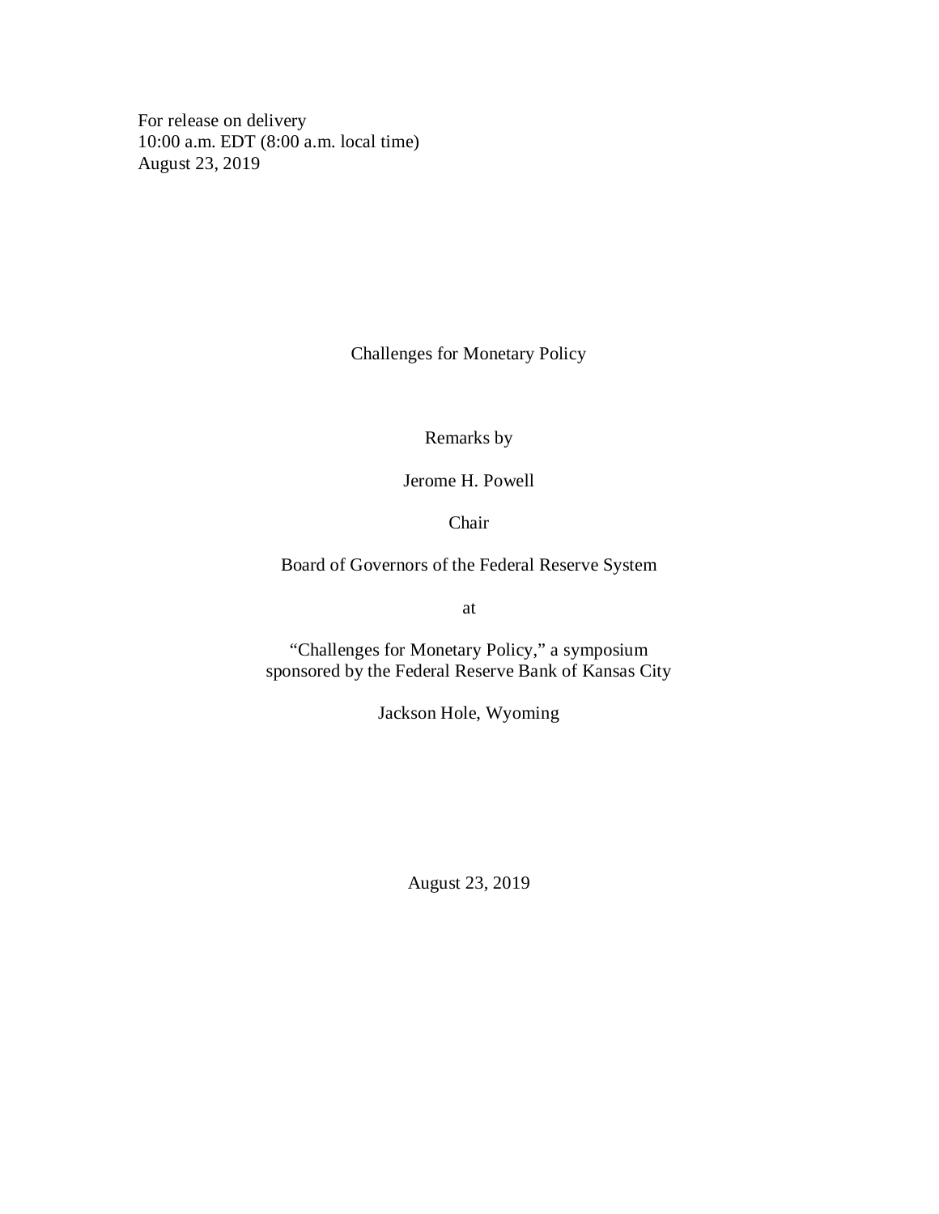For release on delivery
10:00 a.m. EDT (8:00 a.m. local time)
August 23, 2019

# Challenges for Monetary Policy

Remarks by

Jerome H. Powell

Chair

Board of Governors of the Federal Reserve System

at

"Challenges for Monetary Policy," a symposium
sponsored by the Federal Reserve Bank of Kansas City

Jackson Hole, Wyoming

August 23, 2019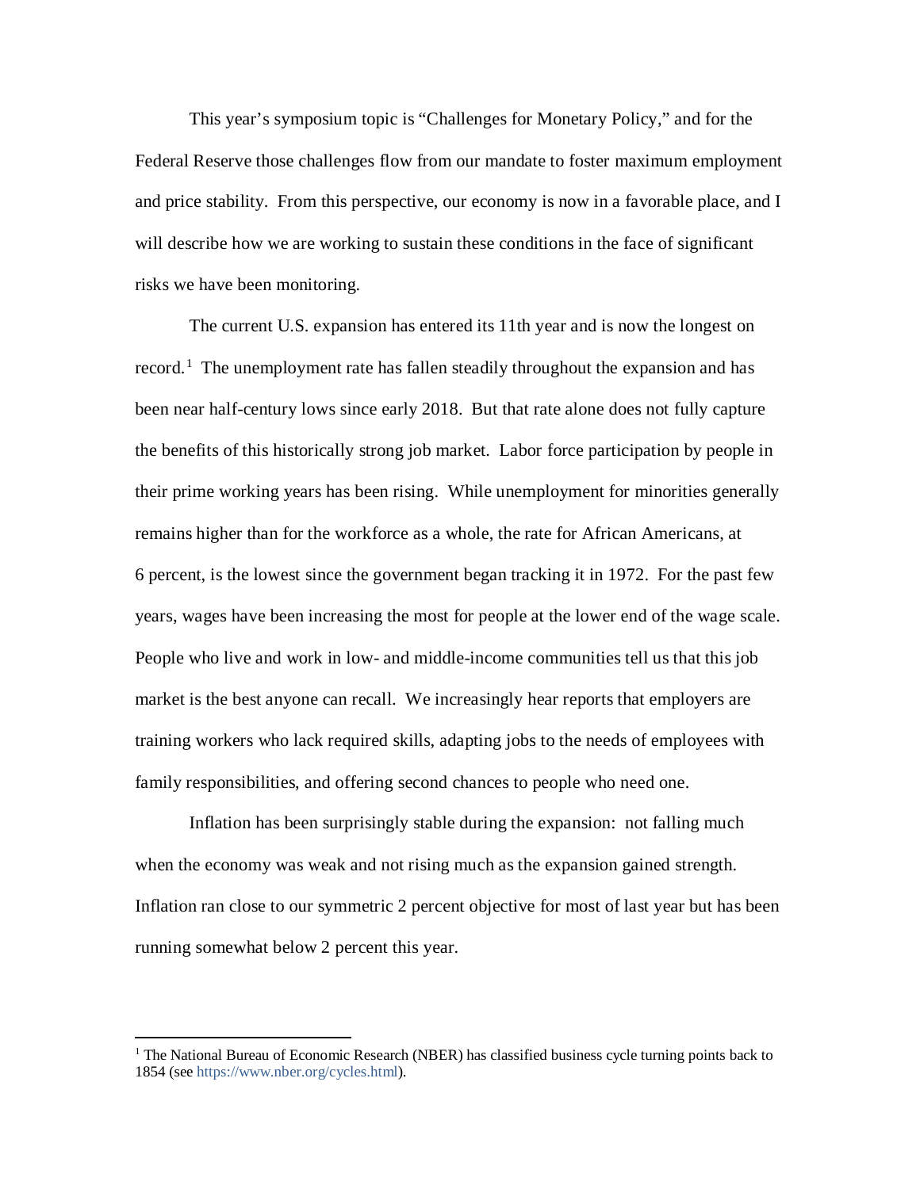This year's symposium topic is "Challenges for Monetary Policy," and for the Federal Reserve those challenges flow from our mandate to foster maximum employment and price stability. From this perspective, our economy is now in a favorable place, and I will describe how we are working to sustain these conditions in the face of significant risks we have been monitoring.

The current U.S. expansion has entered its 11th year and is now the longest on record.[1] The unemployment rate has fallen steadily throughout the expansion and has been near half-century lows since early 2018. But that rate alone does not fully capture the benefits of this historically strong job market. Labor force participation by people in their prime working years has been rising. While unemployment for minorities generally remains higher than for the workforce as a whole, the rate for African Americans, at 6 percent, is the lowest since the government began tracking it in 1972. For the past few years, wages have been increasing the most for people at the lower end of the wage scale. People who live and work in low- and middle-income communities tell us that this job market is the best anyone can recall. We increasingly hear reports that employers are training workers who lack required skills, adapting jobs to the needs of employees with family responsibilities, and offering second chances to people who need one.

Inflation has been surprisingly stable during the expansion: not falling much when the economy was weak and not rising much as the expansion gained strength. Inflation ran close to our symmetric 2 percent objective for most of last year but has been running somewhat below 2 percent this year.

---

[1] The National Bureau of Economic Research (NBER) has classified business cycle turning points back to 1854 (see https://www.nber.org/cycles.html).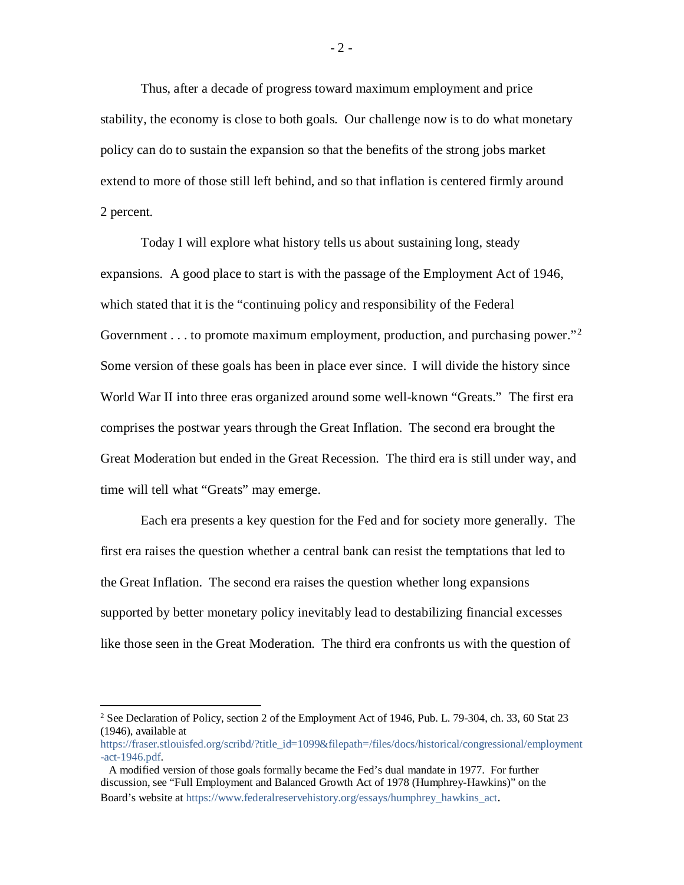Thus, after a decade of progress toward maximum employment and price stability, the economy is close to both goals. Our challenge now is to do what monetary policy can do to sustain the expansion so that the benefits of the strong jobs market extend to more of those still left behind, and so that inflation is centered firmly around 2 percent.

Today I will explore what history tells us about sustaining long, steady expansions. A good place to start is with the passage of the Employment Act of 1946, which stated that it is the "continuing policy and responsibility of the Federal Government . . . to promote maximum employment, production, and purchasing power."[2] Some version of these goals has been in place ever since. I will divide the history since World War II into three eras organized around some well-known "Greats." The first era comprises the postwar years through the Great Inflation. The second era brought the Great Moderation but ended in the Great Recession. The third era is still under way, and time will tell what "Greats" may emerge.

Each era presents a key question for the Fed and for society more generally. The first era raises the question whether a central bank can resist the temptations that led to the Great Inflation. The second era raises the question whether long expansions supported by better monetary policy inevitably lead to destabilizing financial excesses like those seen in the Great Moderation. The third era confronts us with the question of

---

[2] See Declaration of Policy, section 2 of the Employment Act of 1946, Pub. L. 79-304, ch. 33, 60 Stat 23 (1946), available at https://fraser.stlouisfed.org/scribd/?title_id=1099&filepath=/files/docs/historical/congressional/employment-act-1946.pdf.

A modified version of those goals formally became the Fed's dual mandate in 1977. For further discussion, see "Full Employment and Balanced Growth Act of 1978 (Humphrey-Hawkins)" on the Board's website at https://www.federalreservehistory.org/essays/humphrey_hawkins_act.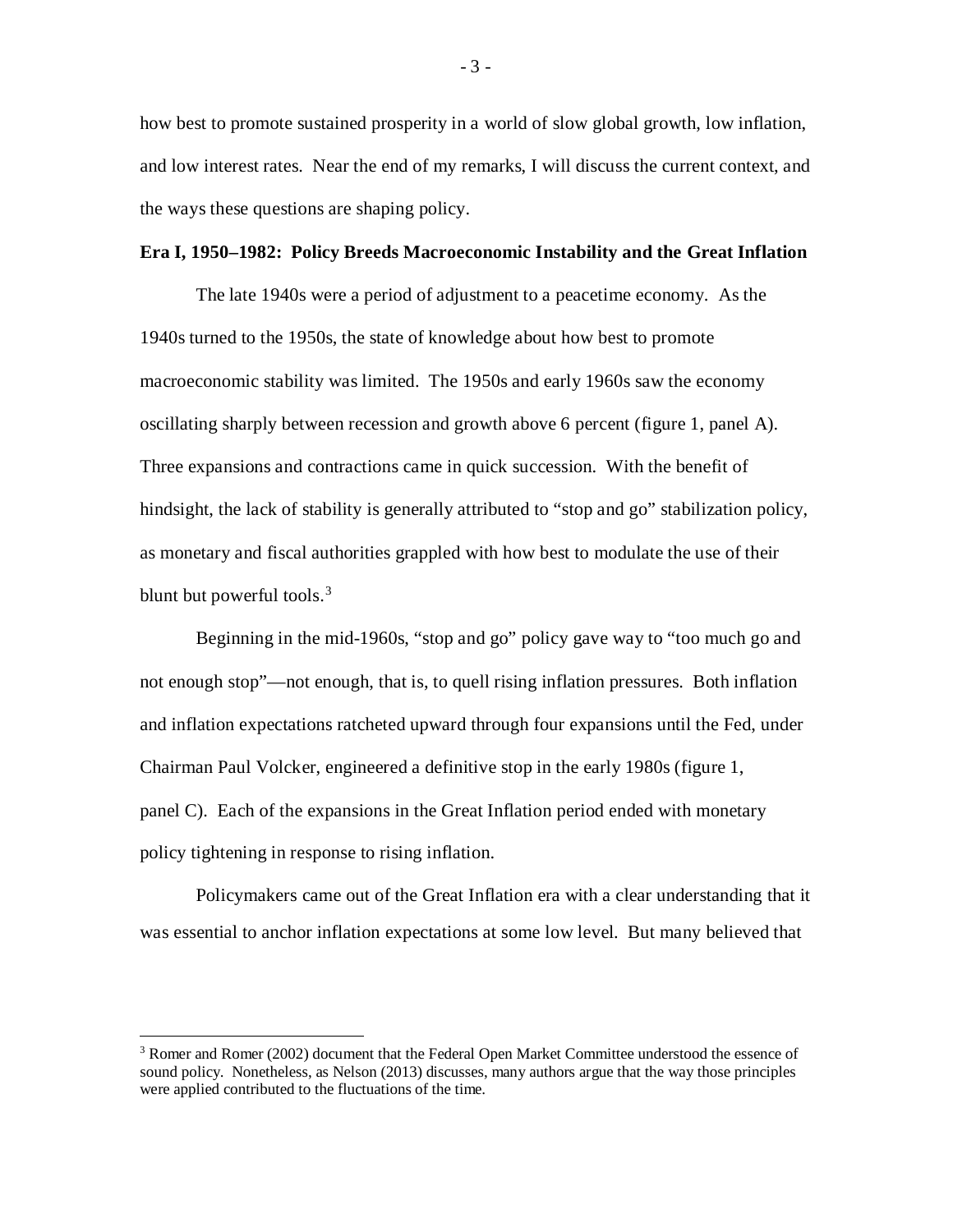how best to promote sustained prosperity in a world of slow global growth, low inflation, and low interest rates. Near the end of my remarks, I will discuss the current context, and the ways these questions are shaping policy.

**Era I, 1950–1982: Policy Breeds Macroeconomic Instability and the Great Inflation**

The late 1940s were a period of adjustment to a peacetime economy. As the 1940s turned to the 1950s, the state of knowledge about how best to promote macroeconomic stability was limited. The 1950s and early 1960s saw the economy oscillating sharply between recession and growth above 6 percent (figure 1, panel A). Three expansions and contractions came in quick succession. With the benefit of hindsight, the lack of stability is generally attributed to "stop and go" stabilization policy, as monetary and fiscal authorities grappled with how best to modulate the use of their blunt but powerful tools.[3]

Beginning in the mid-1960s, "stop and go" policy gave way to "too much go and not enough stop"—not enough, that is, to quell rising inflation pressures. Both inflation and inflation expectations ratcheted upward through four expansions until the Fed, under Chairman Paul Volcker, engineered a definitive stop in the early 1980s (figure 1, panel C). Each of the expansions in the Great Inflation period ended with monetary policy tightening in response to rising inflation.

Policymakers came out of the Great Inflation era with a clear understanding that it was essential to anchor inflation expectations at some low level. But many believed that

---

[3] Romer and Romer (2002) document that the Federal Open Market Committee understood the essence of sound policy. Nonetheless, as Nelson (2013) discusses, many authors argue that the way those principles were applied contributed to the fluctuations of the time.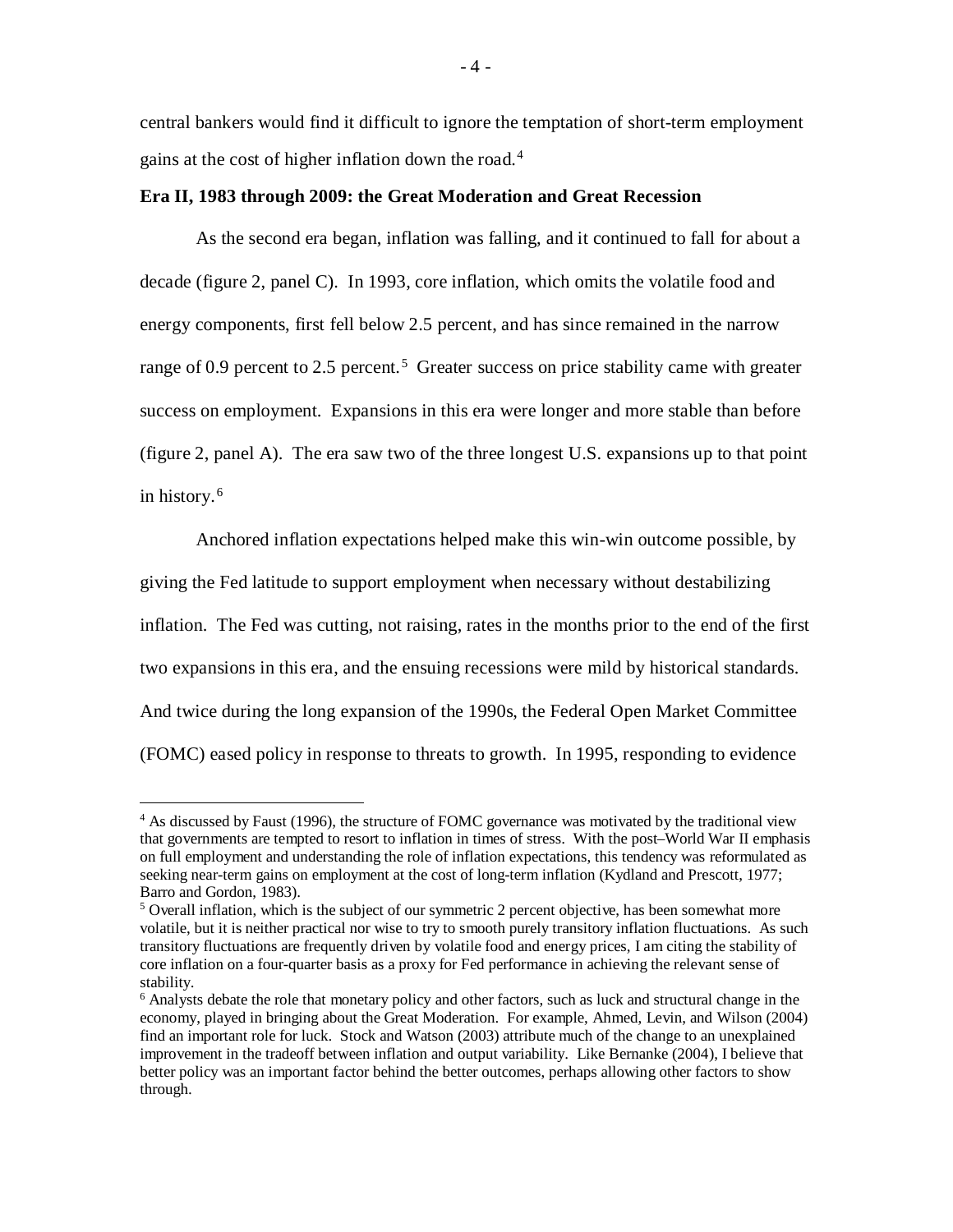central bankers would find it difficult to ignore the temptation of short-term employment gains at the cost of higher inflation down the road.[4]

**Era II, 1983 through 2009: the Great Moderation and Great Recession**

As the second era began, inflation was falling, and it continued to fall for about a decade (figure 2, panel C). In 1993, core inflation, which omits the volatile food and energy components, first fell below 2.5 percent, and has since remained in the narrow range of 0.9 percent to 2.5 percent.[5] Greater success on price stability came with greater success on employment. Expansions in this era were longer and more stable than before (figure 2, panel A). The era saw two of the three longest U.S. expansions up to that point in history.[6]

Anchored inflation expectations helped make this win-win outcome possible, by giving the Fed latitude to support employment when necessary without destabilizing inflation. The Fed was cutting, not raising, rates in the months prior to the end of the first two expansions in this era, and the ensuing recessions were mild by historical standards. And twice during the long expansion of the 1990s, the Federal Open Market Committee (FOMC) eased policy in response to threats to growth. In 1995, responding to evidence

---

[4] As discussed by Faust (1996), the structure of FOMC governance was motivated by the traditional view that governments are tempted to resort to inflation in times of stress. With the post–World War II emphasis on full employment and understanding the role of inflation expectations, this tendency was reformulated as seeking near-term gains on employment at the cost of long-term inflation (Kydland and Prescott, 1977; Barro and Gordon, 1983).

[5] Overall inflation, which is the subject of our symmetric 2 percent objective, has been somewhat more volatile, but it is neither practical nor wise to try to smooth purely transitory inflation fluctuations. As such transitory fluctuations are frequently driven by volatile food and energy prices, I am citing the stability of core inflation on a four-quarter basis as a proxy for Fed performance in achieving the relevant sense of stability.

[6] Analysts debate the role that monetary policy and other factors, such as luck and structural change in the economy, played in bringing about the Great Moderation. For example, Ahmed, Levin, and Wilson (2004) find an important role for luck. Stock and Watson (2003) attribute much of the change to an unexplained improvement in the tradeoff between inflation and output variability. Like Bernanke (2004), I believe that better policy was an important factor behind the better outcomes, perhaps allowing other factors to show through.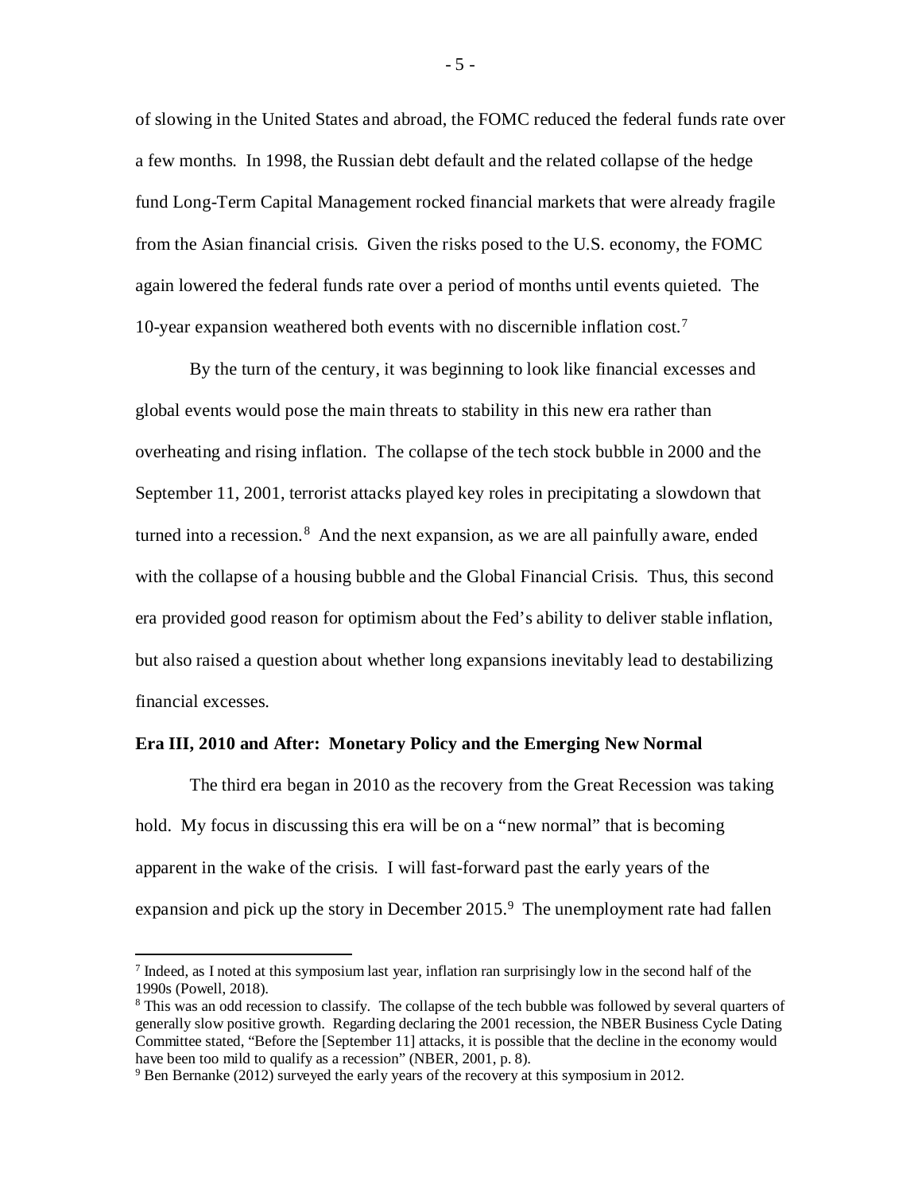of slowing in the United States and abroad, the FOMC reduced the federal funds rate over a few months. In 1998, the Russian debt default and the related collapse of the hedge fund Long-Term Capital Management rocked financial markets that were already fragile from the Asian financial crisis. Given the risks posed to the U.S. economy, the FOMC again lowered the federal funds rate over a period of months until events quieted. The 10-year expansion weathered both events with no discernible inflation cost.[7]

By the turn of the century, it was beginning to look like financial excesses and global events would pose the main threats to stability in this new era rather than overheating and rising inflation. The collapse of the tech stock bubble in 2000 and the September 11, 2001, terrorist attacks played key roles in precipitating a slowdown that turned into a recession.[8] And the next expansion, as we are all painfully aware, ended with the collapse of a housing bubble and the Global Financial Crisis. Thus, this second era provided good reason for optimism about the Fed's ability to deliver stable inflation, but also raised a question about whether long expansions inevitably lead to destabilizing financial excesses.

**Era III, 2010 and After: Monetary Policy and the Emerging New Normal**

The third era began in 2010 as the recovery from the Great Recession was taking hold. My focus in discussing this era will be on a "new normal" that is becoming apparent in the wake of the crisis. I will fast-forward past the early years of the expansion and pick up the story in December 2015.[9] The unemployment rate had fallen

---

[7] Indeed, as I noted at this symposium last year, inflation ran surprisingly low in the second half of the 1990s (Powell, 2018).

[8] This was an odd recession to classify. The collapse of the tech bubble was followed by several quarters of generally slow positive growth. Regarding declaring the 2001 recession, the NBER Business Cycle Dating Committee stated, "Before the [September 11] attacks, it is possible that the decline in the economy would have been too mild to qualify as a recession" (NBER, 2001, p. 8).

[9] Ben Bernanke (2012) surveyed the early years of the recovery at this symposium in 2012.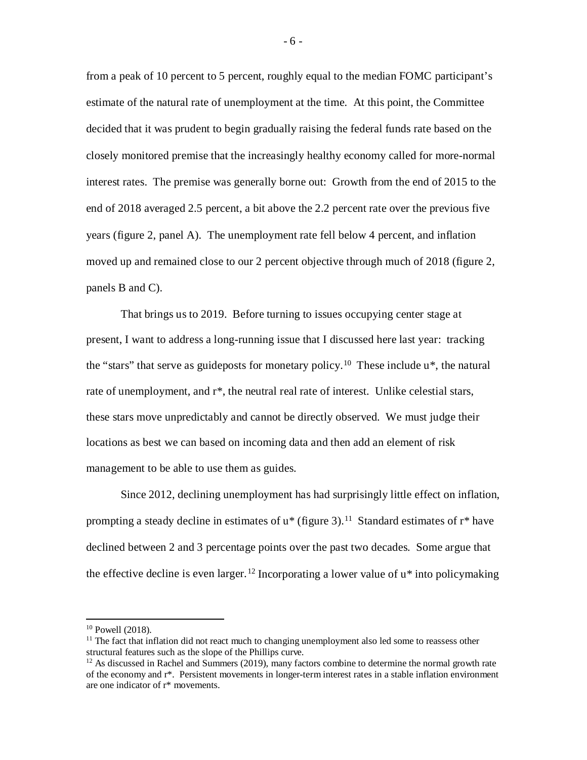from a peak of 10 percent to 5 percent, roughly equal to the median FOMC participant's estimate of the natural rate of unemployment at the time. At this point, the Committee decided that it was prudent to begin gradually raising the federal funds rate based on the closely monitored premise that the increasingly healthy economy called for more-normal interest rates. The premise was generally borne out: Growth from the end of 2015 to the end of 2018 averaged 2.5 percent, a bit above the 2.2 percent rate over the previous five years (figure 2, panel A). The unemployment rate fell below 4 percent, and inflation moved up and remained close to our 2 percent objective through much of 2018 (figure 2, panels B and C).

That brings us to 2019. Before turning to issues occupying center stage at present, I want to address a long-running issue that I discussed here last year: tracking the "stars" that serve as guideposts for monetary policy.[10] These include u*, the natural rate of unemployment, and r*, the neutral real rate of interest. Unlike celestial stars, these stars move unpredictably and cannot be directly observed. We must judge their locations as best we can based on incoming data and then add an element of risk management to be able to use them as guides.

Since 2012, declining unemployment has had surprisingly little effect on inflation, prompting a steady decline in estimates of u* (figure 3).[11] Standard estimates of r* have declined between 2 and 3 percentage points over the past two decades. Some argue that the effective decline is even larger.[12] Incorporating a lower value of u* into policymaking

---

[10] Powell (2018).

[11] The fact that inflation did not react much to changing unemployment also led some to reassess other structural features such as the slope of the Phillips curve.

[12] As discussed in Rachel and Summers (2019), many factors combine to determine the normal growth rate of the economy and r*. Persistent movements in longer-term interest rates in a stable inflation environment are one indicator of r* movements.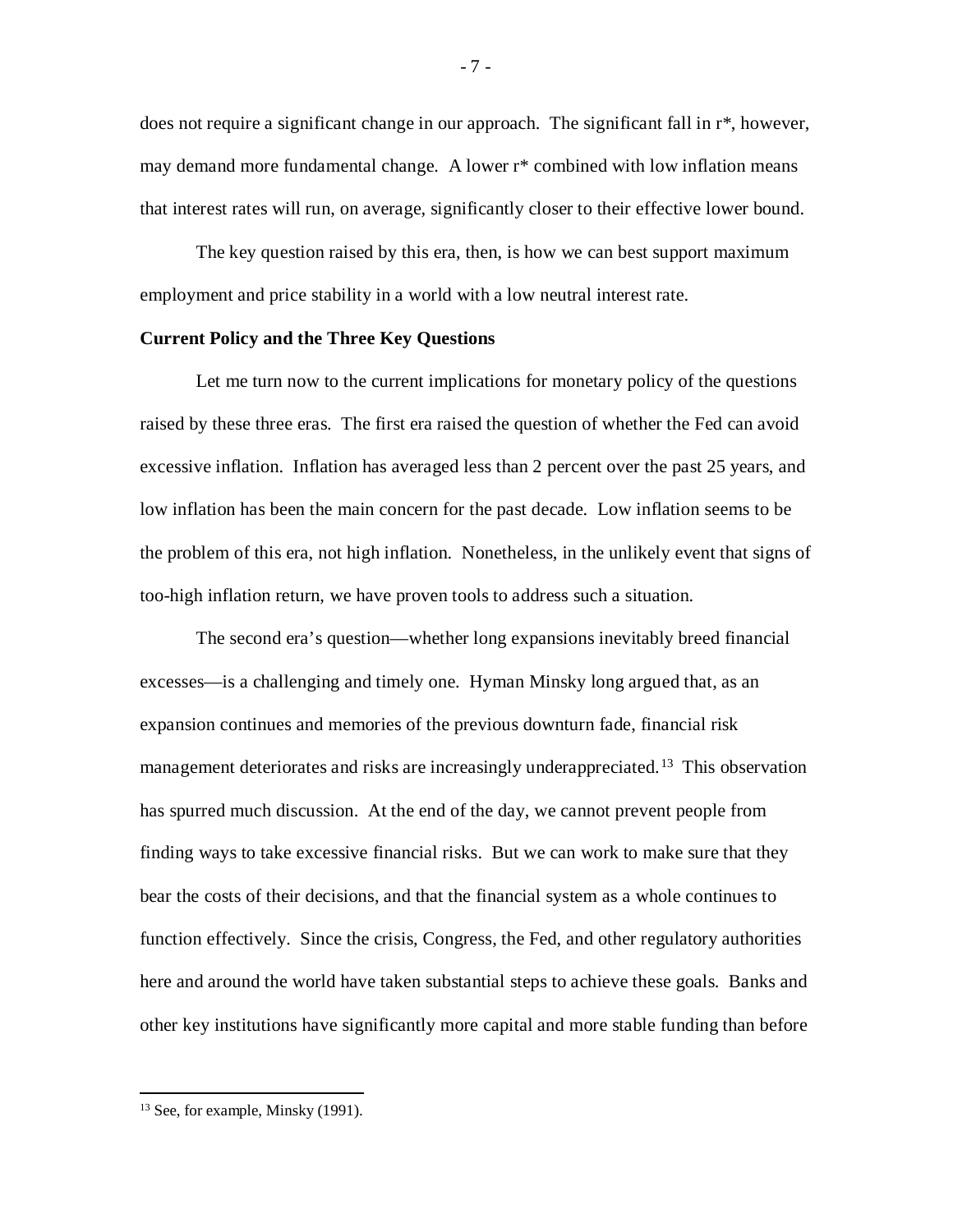does not require a significant change in our approach. The significant fall in r*, however, may demand more fundamental change. A lower r* combined with low inflation means that interest rates will run, on average, significantly closer to their effective lower bound.

The key question raised by this era, then, is how we can best support maximum employment and price stability in a world with a low neutral interest rate.

**Current Policy and the Three Key Questions**

Let me turn now to the current implications for monetary policy of the questions raised by these three eras. The first era raised the question of whether the Fed can avoid excessive inflation. Inflation has averaged less than 2 percent over the past 25 years, and low inflation has been the main concern for the past decade. Low inflation seems to be the problem of this era, not high inflation. Nonetheless, in the unlikely event that signs of too-high inflation return, we have proven tools to address such a situation.

The second era's question—whether long expansions inevitably breed financial excesses—is a challenging and timely one. Hyman Minsky long argued that, as an expansion continues and memories of the previous downturn fade, financial risk management deteriorates and risks are increasingly underappreciated.[13] This observation has spurred much discussion. At the end of the day, we cannot prevent people from finding ways to take excessive financial risks. But we can work to make sure that they bear the costs of their decisions, and that the financial system as a whole continues to function effectively. Since the crisis, Congress, the Fed, and other regulatory authorities here and around the world have taken substantial steps to achieve these goals. Banks and other key institutions have significantly more capital and more stable funding than before

[13] See, for example, Minsky (1991).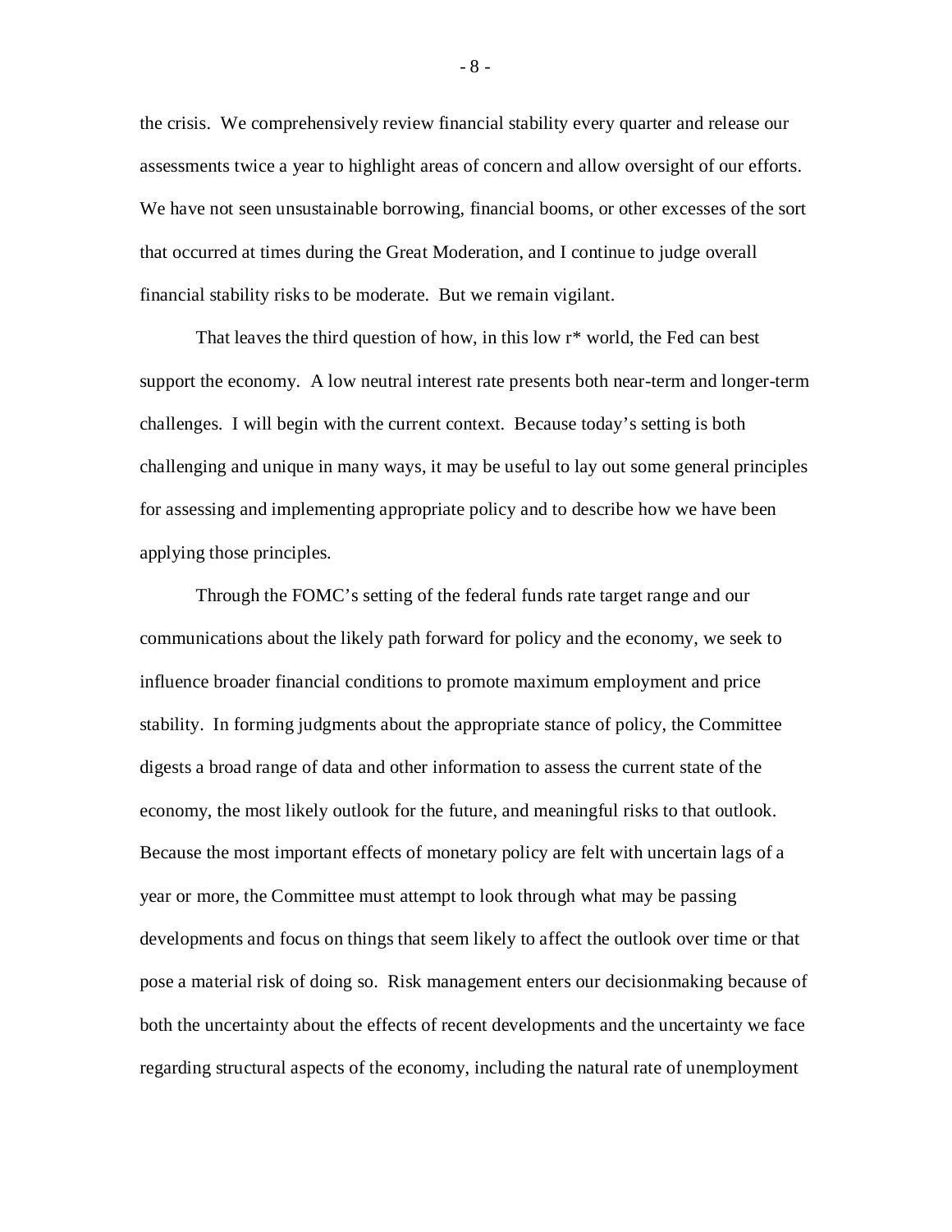the crisis. We comprehensively review financial stability every quarter and release our assessments twice a year to highlight areas of concern and allow oversight of our efforts. We have not seen unsustainable borrowing, financial booms, or other excesses of the sort that occurred at times during the Great Moderation, and I continue to judge overall financial stability risks to be moderate. But we remain vigilant.

That leaves the third question of how, in this low r* world, the Fed can best support the economy. A low neutral interest rate presents both near-term and longer-term challenges. I will begin with the current context. Because today's setting is both challenging and unique in many ways, it may be useful to lay out some general principles for assessing and implementing appropriate policy and to describe how we have been applying those principles.

Through the FOMC's setting of the federal funds rate target range and our communications about the likely path forward for policy and the economy, we seek to influence broader financial conditions to promote maximum employment and price stability. In forming judgments about the appropriate stance of policy, the Committee digests a broad range of data and other information to assess the current state of the economy, the most likely outlook for the future, and meaningful risks to that outlook. Because the most important effects of monetary policy are felt with uncertain lags of a year or more, the Committee must attempt to look through what may be passing developments and focus on things that seem likely to affect the outlook over time or that pose a material risk of doing so. Risk management enters our decisionmaking because of both the uncertainty about the effects of recent developments and the uncertainty we face regarding structural aspects of the economy, including the natural rate of unemployment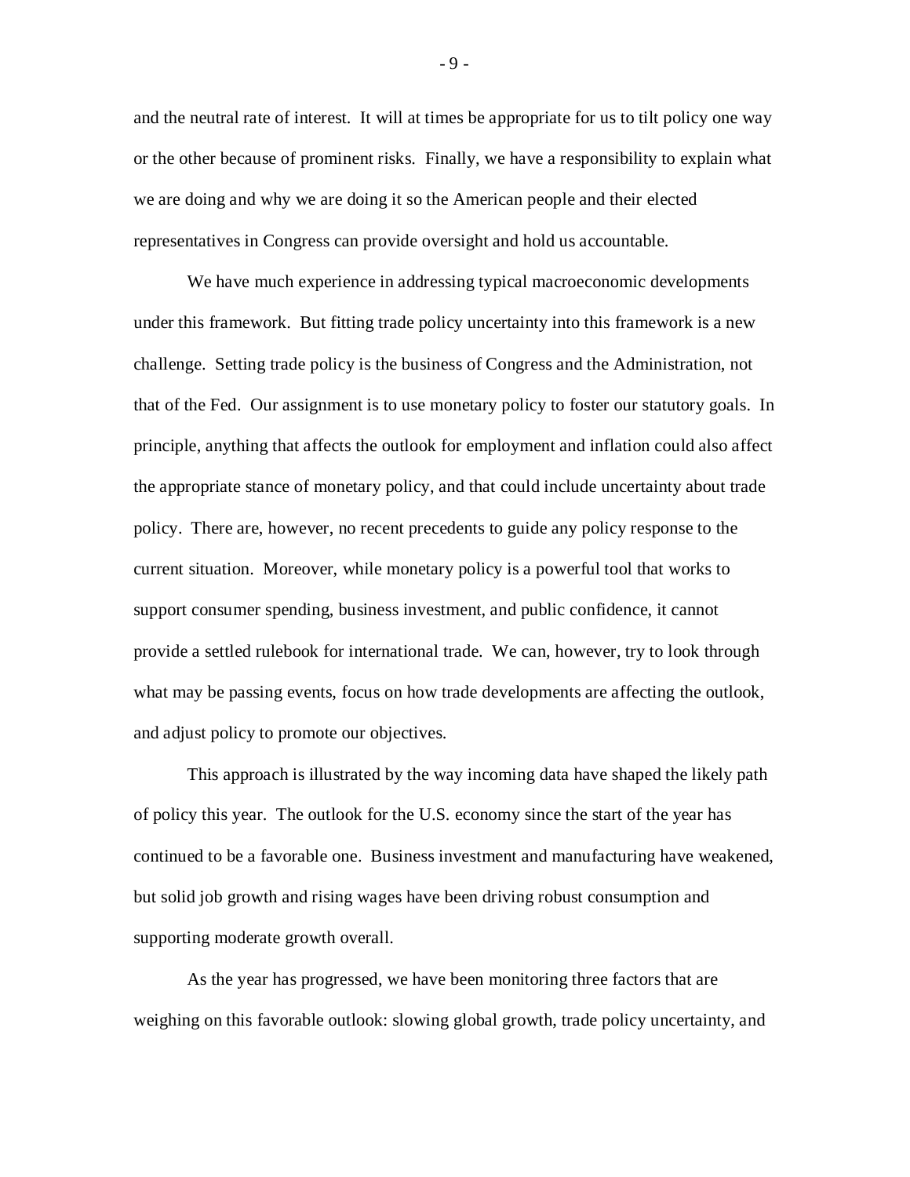and the neutral rate of interest. It will at times be appropriate for us to tilt policy one way or the other because of prominent risks. Finally, we have a responsibility to explain what we are doing and why we are doing it so the American people and their elected representatives in Congress can provide oversight and hold us accountable.

We have much experience in addressing typical macroeconomic developments under this framework. But fitting trade policy uncertainty into this framework is a new challenge. Setting trade policy is the business of Congress and the Administration, not that of the Fed. Our assignment is to use monetary policy to foster our statutory goals. In principle, anything that affects the outlook for employment and inflation could also affect the appropriate stance of monetary policy, and that could include uncertainty about trade policy. There are, however, no recent precedents to guide any policy response to the current situation. Moreover, while monetary policy is a powerful tool that works to support consumer spending, business investment, and public confidence, it cannot provide a settled rulebook for international trade. We can, however, try to look through what may be passing events, focus on how trade developments are affecting the outlook, and adjust policy to promote our objectives.

This approach is illustrated by the way incoming data have shaped the likely path of policy this year. The outlook for the U.S. economy since the start of the year has continued to be a favorable one. Business investment and manufacturing have weakened, but solid job growth and rising wages have been driving robust consumption and supporting moderate growth overall.

As the year has progressed, we have been monitoring three factors that are weighing on this favorable outlook: slowing global growth, trade policy uncertainty, and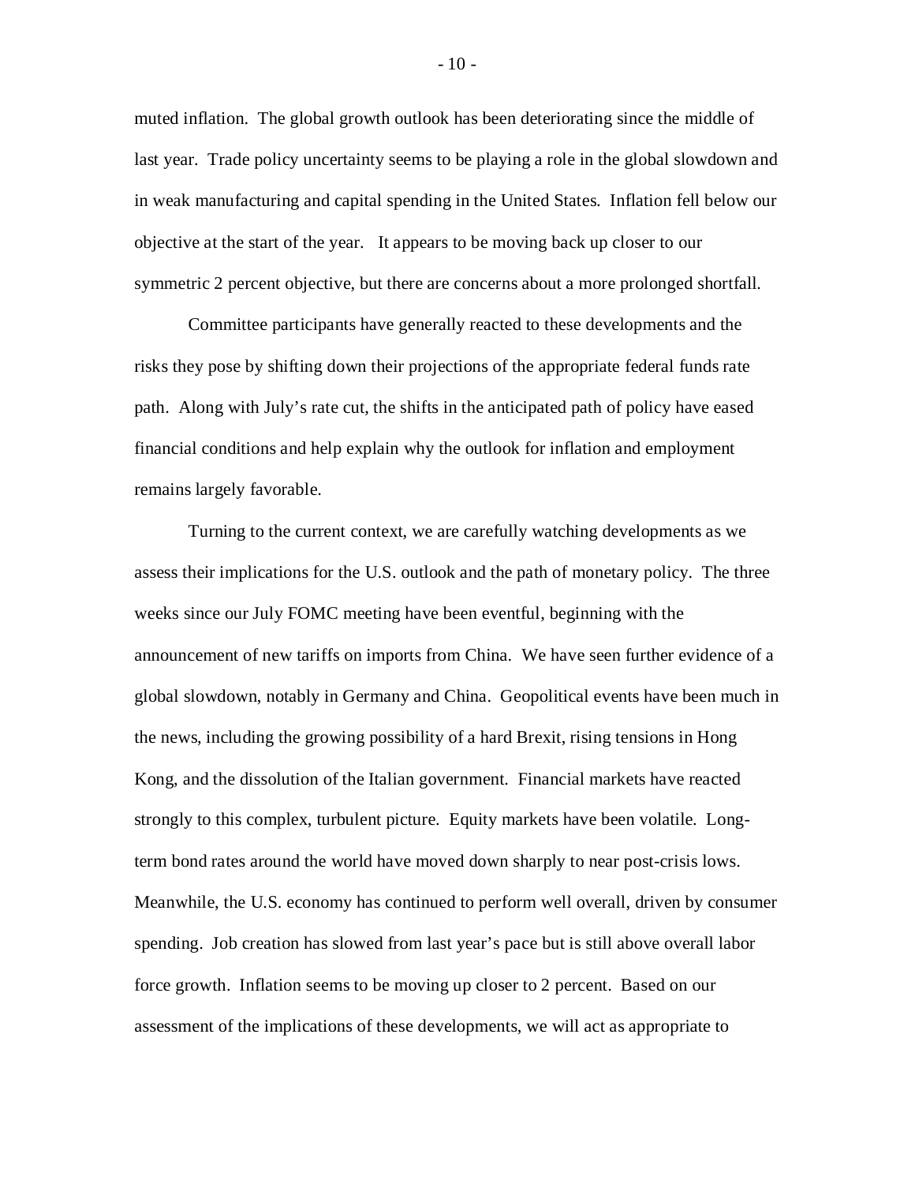muted inflation. The global growth outlook has been deteriorating since the middle of last year. Trade policy uncertainty seems to be playing a role in the global slowdown and in weak manufacturing and capital spending in the United States. Inflation fell below our objective at the start of the year. It appears to be moving back up closer to our symmetric 2 percent objective, but there are concerns about a more prolonged shortfall.

Committee participants have generally reacted to these developments and the risks they pose by shifting down their projections of the appropriate federal funds rate path. Along with July's rate cut, the shifts in the anticipated path of policy have eased financial conditions and help explain why the outlook for inflation and employment remains largely favorable.

Turning to the current context, we are carefully watching developments as we assess their implications for the U.S. outlook and the path of monetary policy. The three weeks since our July FOMC meeting have been eventful, beginning with the announcement of new tariffs on imports from China. We have seen further evidence of a global slowdown, notably in Germany and China. Geopolitical events have been much in the news, including the growing possibility of a hard Brexit, rising tensions in Hong Kong, and the dissolution of the Italian government. Financial markets have reacted strongly to this complex, turbulent picture. Equity markets have been volatile. Long-term bond rates around the world have moved down sharply to near post-crisis lows. Meanwhile, the U.S. economy has continued to perform well overall, driven by consumer spending. Job creation has slowed from last year's pace but is still above overall labor force growth. Inflation seems to be moving up closer to 2 percent. Based on our assessment of the implications of these developments, we will act as appropriate to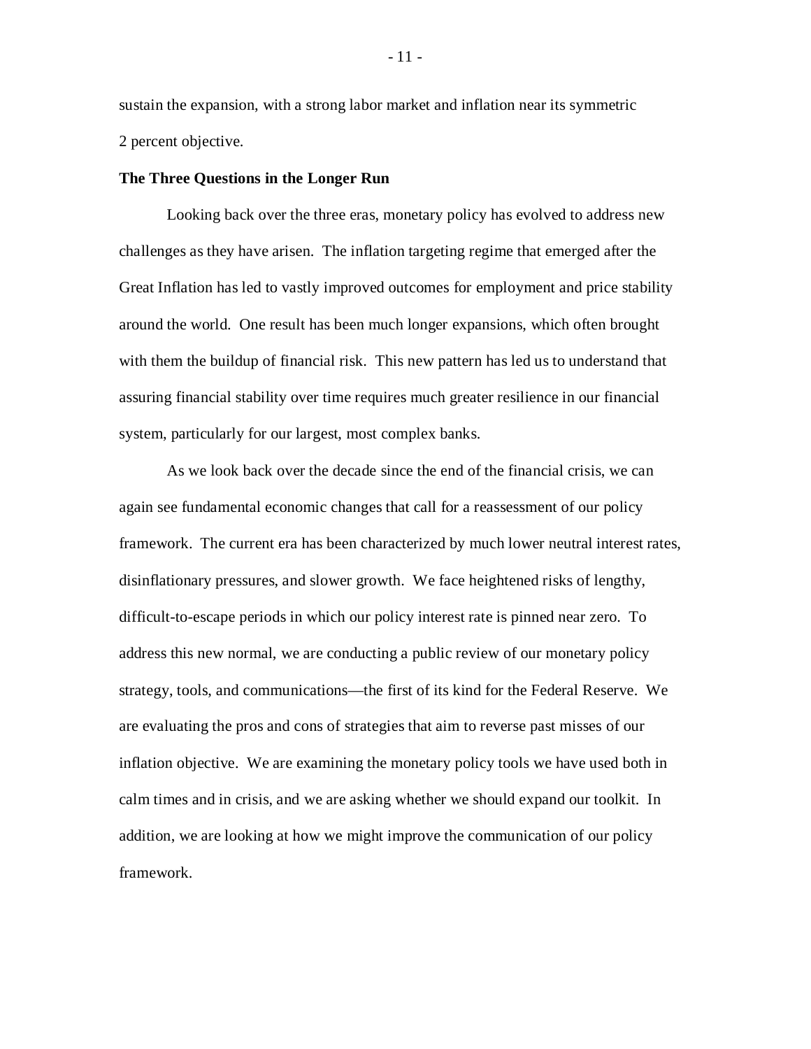sustain the expansion, with a strong labor market and inflation near its symmetric 2 percent objective.

**The Three Questions in the Longer Run**

Looking back over the three eras, monetary policy has evolved to address new challenges as they have arisen. The inflation targeting regime that emerged after the Great Inflation has led to vastly improved outcomes for employment and price stability around the world. One result has been much longer expansions, which often brought with them the buildup of financial risk. This new pattern has led us to understand that assuring financial stability over time requires much greater resilience in our financial system, particularly for our largest, most complex banks.

As we look back over the decade since the end of the financial crisis, we can again see fundamental economic changes that call for a reassessment of our policy framework. The current era has been characterized by much lower neutral interest rates, disinflationary pressures, and slower growth. We face heightened risks of lengthy, difficult-to-escape periods in which our policy interest rate is pinned near zero. To address this new normal, we are conducting a public review of our monetary policy strategy, tools, and communications—the first of its kind for the Federal Reserve. We are evaluating the pros and cons of strategies that aim to reverse past misses of our inflation objective. We are examining the monetary policy tools we have used both in calm times and in crisis, and we are asking whether we should expand our toolkit. In addition, we are looking at how we might improve the communication of our policy framework.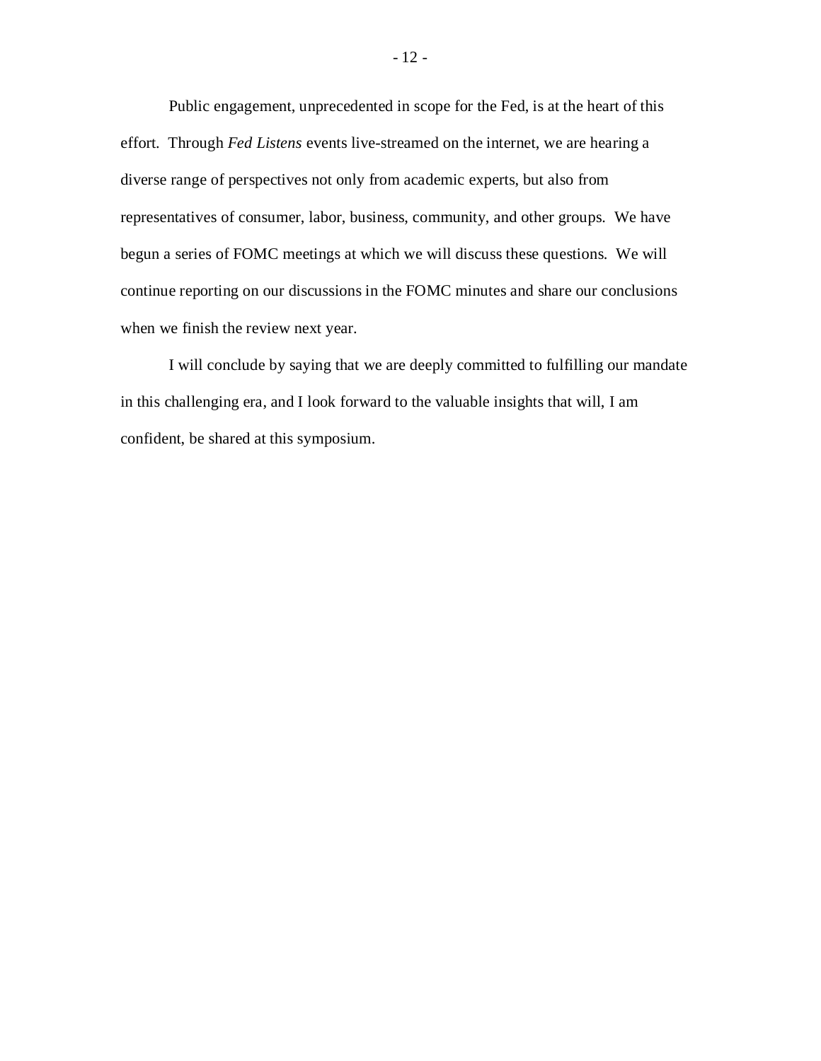Public engagement, unprecedented in scope for the Fed, is at the heart of this effort. Through *Fed Listens* events live-streamed on the internet, we are hearing a diverse range of perspectives not only from academic experts, but also from representatives of consumer, labor, business, community, and other groups. We have begun a series of FOMC meetings at which we will discuss these questions. We will continue reporting on our discussions in the FOMC minutes and share our conclusions when we finish the review next year.

I will conclude by saying that we are deeply committed to fulfilling our mandate in this challenging era, and I look forward to the valuable insights that will, I am confident, be shared at this symposium.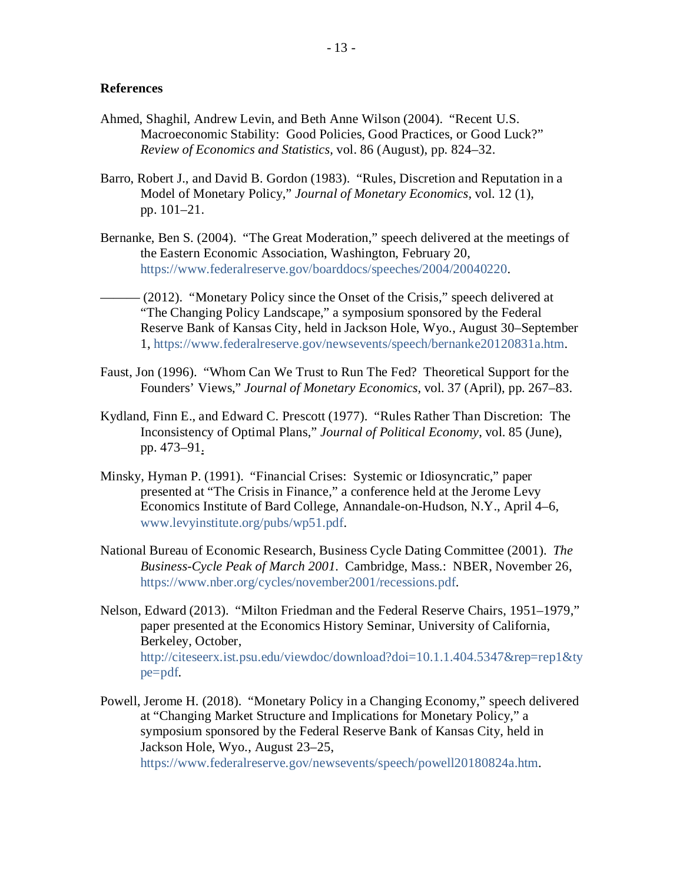**References**

Ahmed, Shaghil, Andrew Levin, and Beth Anne Wilson (2004). "Recent U.S. Macroeconomic Stability: Good Policies, Good Practices, or Good Luck?" *Review of Economics and Statistics*, vol. 86 (August), pp. 824–32.

Barro, Robert J., and David B. Gordon (1983). "Rules, Discretion and Reputation in a Model of Monetary Policy," *Journal of Monetary Economics*, vol. 12 (1), pp. 101–21.

Bernanke, Ben S. (2004). "The Great Moderation," speech delivered at the meetings of the Eastern Economic Association, Washington, February 20, https://www.federalreserve.gov/boarddocs/speeches/2004/20040220.

——— (2012). "Monetary Policy since the Onset of the Crisis," speech delivered at "The Changing Policy Landscape," a symposium sponsored by the Federal Reserve Bank of Kansas City, held in Jackson Hole, Wyo., August 30–September 1, https://www.federalreserve.gov/newsevents/speech/bernanke20120831a.htm.

Faust, Jon (1996). "Whom Can We Trust to Run The Fed? Theoretical Support for the Founders' Views," *Journal of Monetary Economics*, vol. 37 (April), pp. 267–83.

Kydland, Finn E., and Edward C. Prescott (1977). "Rules Rather Than Discretion: The Inconsistency of Optimal Plans," *Journal of Political Economy*, vol. 85 (June), pp. 473–91.

Minsky, Hyman P. (1991). "Financial Crises: Systemic or Idiosyncratic," paper presented at "The Crisis in Finance," a conference held at the Jerome Levy Economics Institute of Bard College, Annandale-on-Hudson, N.Y., April 4–6, www.levyinstitute.org/pubs/wp51.pdf.

National Bureau of Economic Research, Business Cycle Dating Committee (2001). *The Business-Cycle Peak of March 2001*. Cambridge, Mass.: NBER, November 26, https://www.nber.org/cycles/november2001/recessions.pdf.

Nelson, Edward (2013). "Milton Friedman and the Federal Reserve Chairs, 1951–1979," paper presented at the Economics History Seminar, University of California, Berkeley, October, http://citeseerx.ist.psu.edu/viewdoc/download?doi=10.1.1.404.5347&rep=rep1&type=pdf.

Powell, Jerome H. (2018). "Monetary Policy in a Changing Economy," speech delivered at "Changing Market Structure and Implications for Monetary Policy," a symposium sponsored by the Federal Reserve Bank of Kansas City, held in Jackson Hole, Wyo., August 23–25, https://www.federalreserve.gov/newsevents/speech/powell20180824a.htm.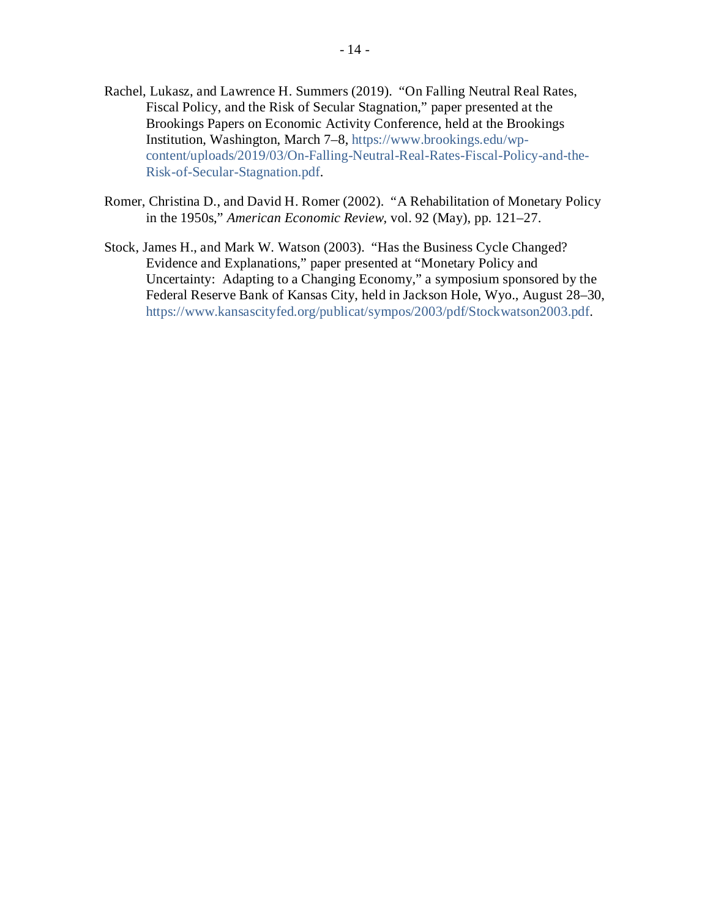Rachel, Lukasz, and Lawrence H. Summers (2019). "On Falling Neutral Real Rates, Fiscal Policy, and the Risk of Secular Stagnation," paper presented at the Brookings Papers on Economic Activity Conference, held at the Brookings Institution, Washington, March 7–8, https://www.brookings.edu/wp-content/uploads/2019/03/On-Falling-Neutral-Real-Rates-Fiscal-Policy-and-the-Risk-of-Secular-Stagnation.pdf.

Romer, Christina D., and David H. Romer (2002). "A Rehabilitation of Monetary Policy in the 1950s," *American Economic Review,* vol. 92 (May), pp. 121–27.

Stock, James H., and Mark W. Watson (2003). "Has the Business Cycle Changed? Evidence and Explanations," paper presented at "Monetary Policy and Uncertainty: Adapting to a Changing Economy," a symposium sponsored by the Federal Reserve Bank of Kansas City, held in Jackson Hole, Wyo., August 28–30, https://www.kansascityfed.org/publicat/sympos/2003/pdf/Stockwatson2003.pdf.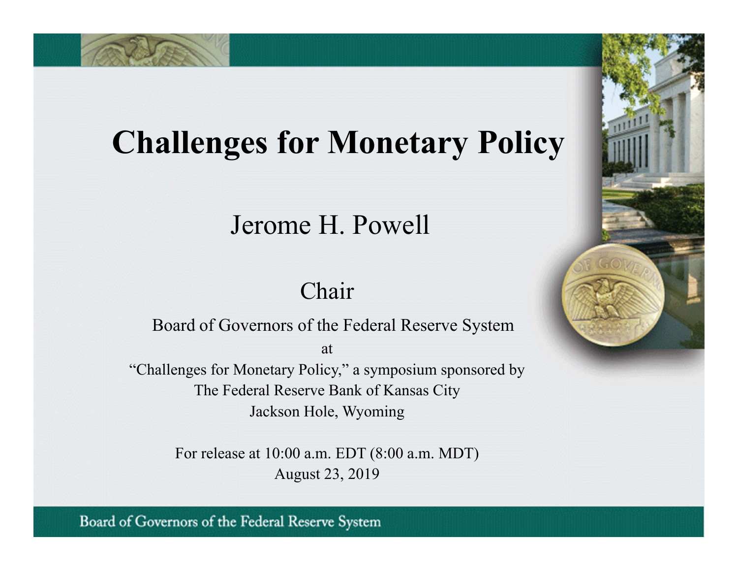# Challenges for Monetary Policy

Jerome H. Powell

Chair

Board of Governors of the Federal Reserve System

at

"Challenges for Monetary Policy," a symposium sponsored by

The Federal Reserve Bank of Kansas City

Jackson Hole, Wyoming

For release at 10:00 a.m. EDT (8:00 a.m. MDT)

August 23, 2019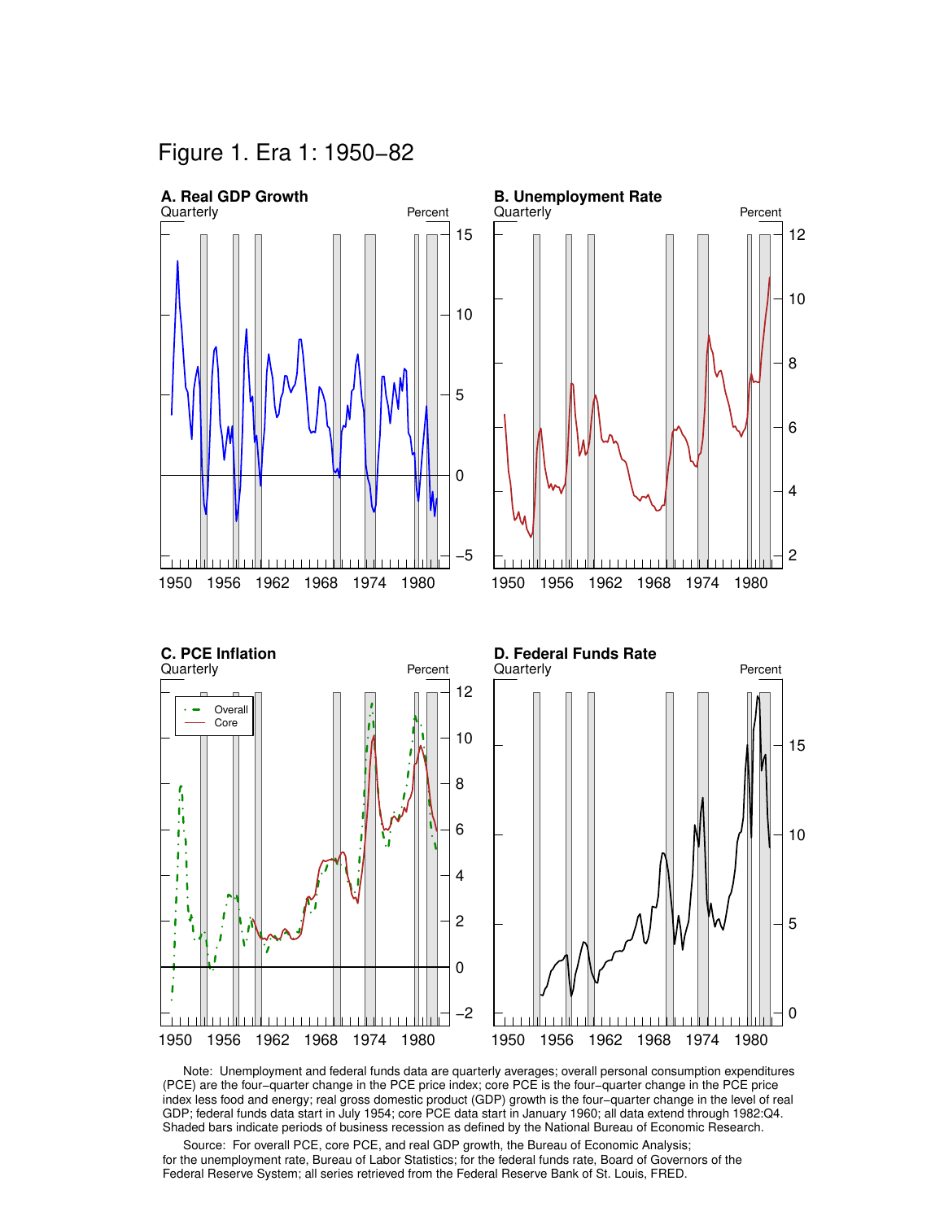# Figure 1. Era 1: 1950−82

**A. Real GDP Growth**
Quarterly — Percent

**B. Unemployment Rate**
Quarterly — Percent

**C. PCE Inflation**
Quarterly — Percent

Overall
Core

**D. Federal Funds Rate**
Quarterly — Percent

Note: Unemployment and federal funds data are quarterly averages; overall personal consumption expenditures (PCE) are the four−quarter change in the PCE price index; core PCE is the four−quarter change in the PCE price index less food and energy; real gross domestic product (GDP) growth is the four−quarter change in the level of real GDP; federal funds data start in July 1954; core PCE data start in January 1960; all data extend through 1982:Q4. Shaded bars indicate periods of business recession as defined by the National Bureau of Economic Research.

Source: For overall PCE, core PCE, and real GDP growth, the Bureau of Economic Analysis; for the unemployment rate, Bureau of Labor Statistics; for the federal funds rate, Board of Governors of the Federal Reserve System; all series retrieved from the Federal Reserve Bank of St. Louis, FRED.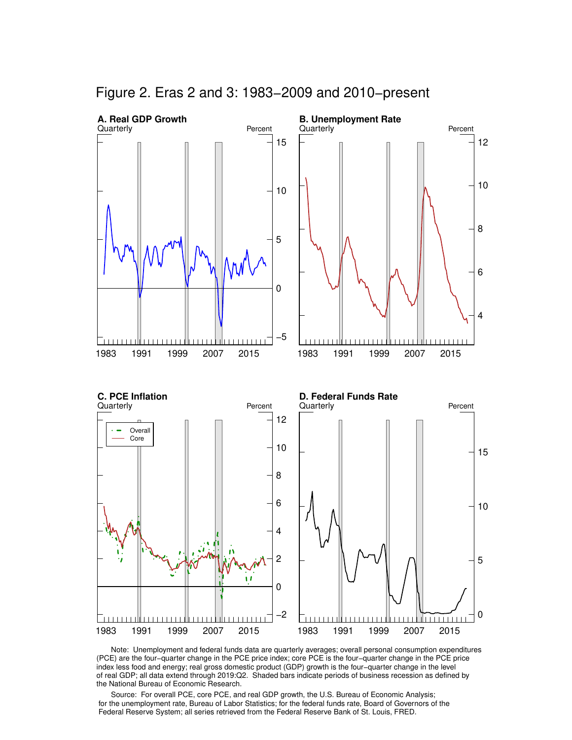# Figure 2. Eras 2 and 3: 1983−2009 and 2010−present

**A. Real GDP Growth**
Quarterly — Percent

**B. Unemployment Rate**
Quarterly — Percent

**C. PCE Inflation**
Quarterly — Percent
Overall
Core

**D. Federal Funds Rate**
Quarterly — Percent

Note: Unemployment and federal funds data are quarterly averages; overall personal consumption expenditures (PCE) are the four−quarter change in the PCE price index; core PCE is the four−quarter change in the PCE price index less food and energy; real gross domestic product (GDP) growth is the four−quarter change in the level of real GDP; all data extend through 2019:Q2. Shaded bars indicate periods of business recession as defined by the National Bureau of Economic Research.

Source: For overall PCE, core PCE, and real GDP growth, the U.S. Bureau of Economic Analysis; for the unemployment rate, Bureau of Labor Statistics; for the federal funds rate, Board of Governors of the Federal Reserve System; all series retrieved from the Federal Reserve Bank of St. Louis, FRED.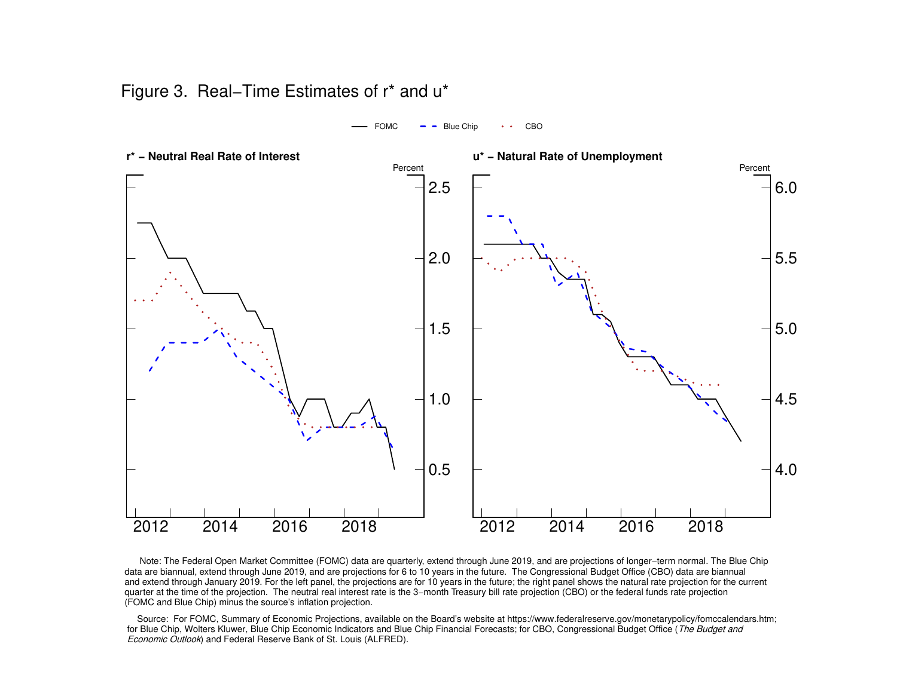Figure 3. Real−Time Estimates of r* and u*

FOMC    Blue Chip    CBO

**r* – Neutral Real Rate of Interest**

Percent

2.5
2.0
1.5
1.0
0.5

2012 2014 2016 2018

**u* – Natural Rate of Unemployment**

Percent

6.0
5.5
5.0
4.5
4.0

2012 2014 2016 2018

Note: The Federal Open Market Committee (FOMC) data are quarterly, extend through June 2019, and are projections of longer−term normal. The Blue Chip data are biannual, extend through June 2019, and are projections for 6 to 10 years in the future. The Congressional Budget Office (CBO) data are biannual and extend through January 2019. For the left panel, the projections are for 10 years in the future; the right panel shows the natural rate projection for the current quarter at the time of the projection. The neutral real interest rate is the 3−month Treasury bill rate projection (CBO) or the federal funds rate projection (FOMC and Blue Chip) minus the source's inflation projection.

Source: For FOMC, Summary of Economic Projections, available on the Board's website at https://www.federalreserve.gov/monetarypolicy/fomccalendars.htm; for Blue Chip, Wolters Kluwer, Blue Chip Economic Indicators and Blue Chip Financial Forecasts; for CBO, Congressional Budget Office (*The Budget and Economic Outlook*) and Federal Reserve Bank of St. Louis (ALFRED).